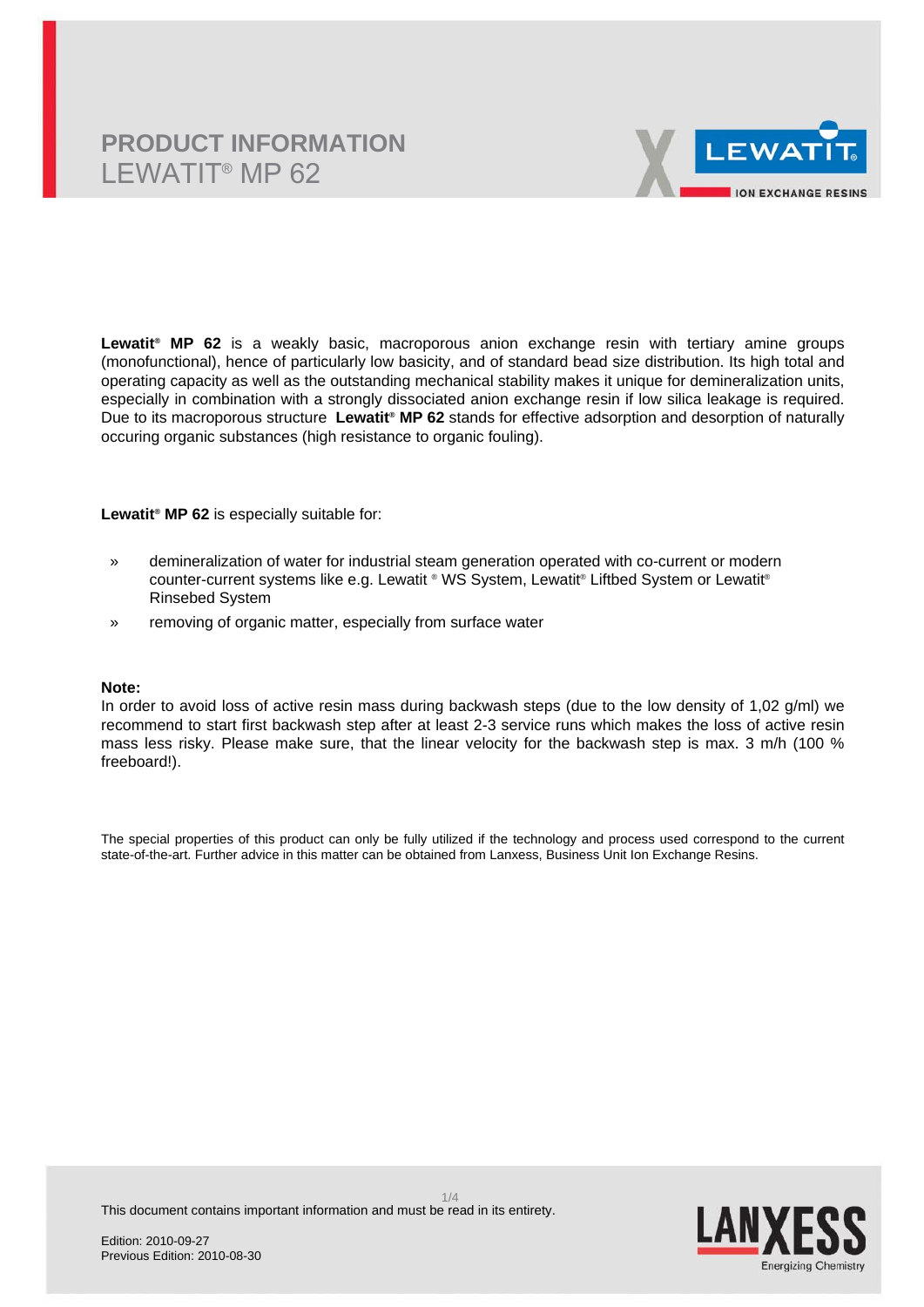# PRODUCT INFORMATION

## LEWATIT® MP 62

**Lewatit® MP 62** is a weakly basic, macroporous anion exchange resin with tertiary amine groups (monofunctional), hence of particularly low basicity, and of standard bead size distribution. Its high total and operating capacity as well as the outstanding mechanical stability makes it unique for demineralization units, especially in combination with a strongly dissociated anion exchange resin if low silica leakage is required. Due to its macroporous structure **Lewatit® MP 62** stands for effective adsorption and desorption of naturally occuring organic substances (high resistance to organic fouling).

**Lewatit® MP 62** is especially suitable for:

- demineralization of water for industrial steam generation operated with co-current or modern counter-current systems like e.g. Lewatit ® WS System, Lewatit® Liftbed System or Lewatit® Rinsebed System
- removing of organic matter, especially from surface water

**Note:**
In order to avoid loss of active resin mass during backwash steps (due to the low density of 1,02 g/ml) we recommend to start first backwash step after at least 2-3 service runs which makes the loss of active resin mass less risky. Please make sure, that the linear velocity for the backwash step is max. 3 m/h (100 % freeboard!).

The special properties of this product can only be fully utilized if the technology and process used correspond to the current state-of-the-art. Further advice in this matter can be obtained from Lanxess, Business Unit Ion Exchange Resins.

This document contains important information and must be read in its entirety.

Edition: 2010-09-27
Previous Edition: 2010-08-30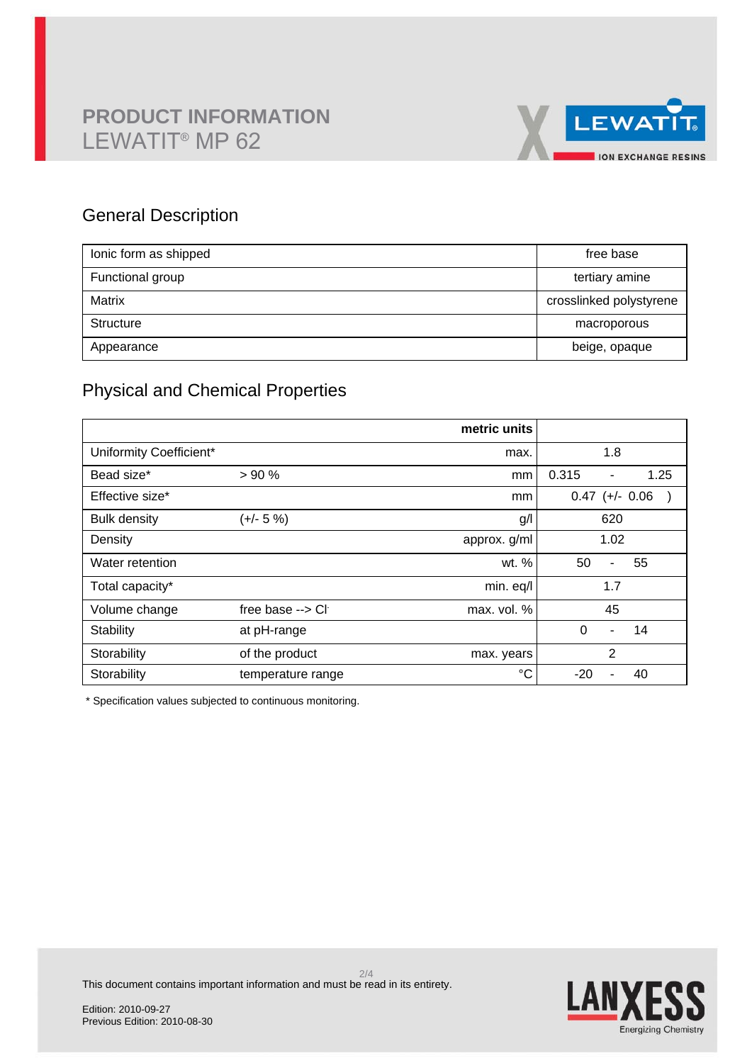# PRODUCT INFORMATION
LEWATIT® MP 62

## General Description

| | |
|---|---|
| Ionic form as shipped | free base |
| Functional group | tertiary amine |
| Matrix | crosslinked polystyrene |
| Structure | macroporous |
| Appearance | beige, opaque |

## Physical and Chemical Properties

| | | metric units | |
|---|---|---|---|
| Uniformity Coefficient* | | max. | 1.8 |
| Bead size* | > 90 % | mm | 0.315 - 1.25 |
| Effective size* | | mm | 0.47 (+/- 0.06 ) |
| Bulk density | (+/- 5 %) | g/l | 620 |
| Density | | approx. g/ml | 1.02 |
| Water retention | | wt. % | 50 - 55 |
| Total capacity* | | min. eq/l | 1.7 |
| Volume change | free base --> $Cl^-$ | max. vol. % | 45 |
| Stability | at pH-range | | 0 - 14 |
| Storability | of the product | max. years | 2 |
| Storability | temperature range | °C | -20 - 40 |

* Specification values subjected to continuous monitoring.

This document contains important information and must be read in its entirety.

Edition: 2010-09-27
Previous Edition: 2010-08-30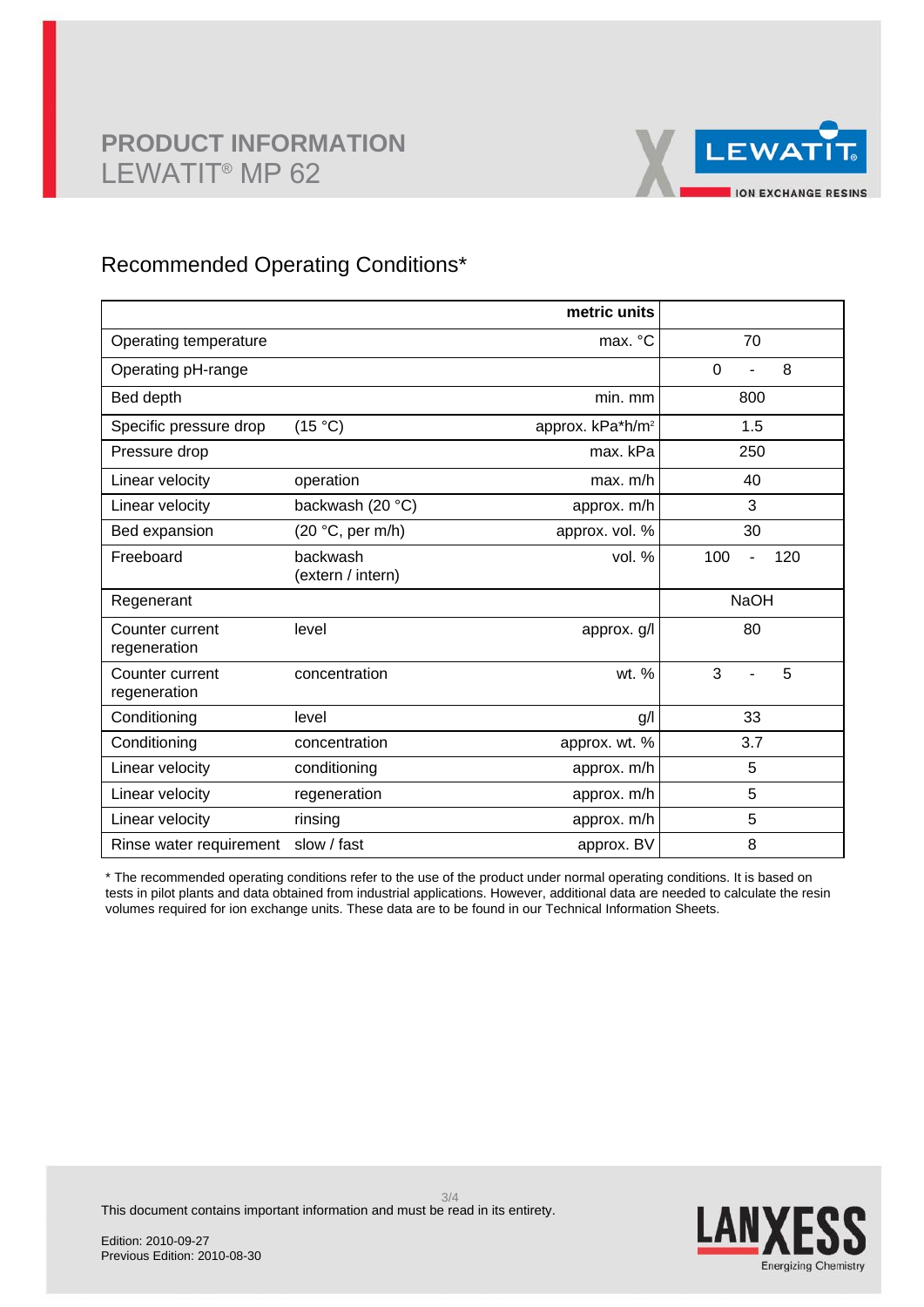# PRODUCT INFORMATION
LEWATIT® MP 62

## Recommended Operating Conditions*

| | | metric units | |
|---|---|---|---|
| Operating temperature | | max. °C | 70 |
| Operating pH-range | | | 0 - 8 |
| Bed depth | | min. mm | 800 |
| Specific pressure drop | (15 °C) | approx. kPa*h/m² | 1.5 |
| Pressure drop | | max. kPa | 250 |
| Linear velocity | operation | max. m/h | 40 |
| Linear velocity | backwash (20 °C) | approx. m/h | 3 |
| Bed expansion | (20 °C, per m/h) | approx. vol. % | 30 |
| Freeboard | backwash (extern / intern) | vol. % | 100 - 120 |
| Regenerant | | | NaOH |
| Counter current regeneration | level | approx. g/l | 80 |
| Counter current regeneration | concentration | wt. % | 3 - 5 |
| Conditioning | level | g/l | 33 |
| Conditioning | concentration | approx. wt. % | 3.7 |
| Linear velocity | conditioning | approx. m/h | 5 |
| Linear velocity | regeneration | approx. m/h | 5 |
| Linear velocity | rinsing | approx. m/h | 5 |
| Rinse water requirement | slow / fast | approx. BV | 8 |

* The recommended operating conditions refer to the use of the product under normal operating conditions. It is based on tests in pilot plants and data obtained from industrial applications. However, additional data are needed to calculate the resin volumes required for ion exchange units. These data are to be found in our Technical Information Sheets.

This document contains important information and must be read in its entirety.

Edition: 2010-09-27
Previous Edition: 2010-08-30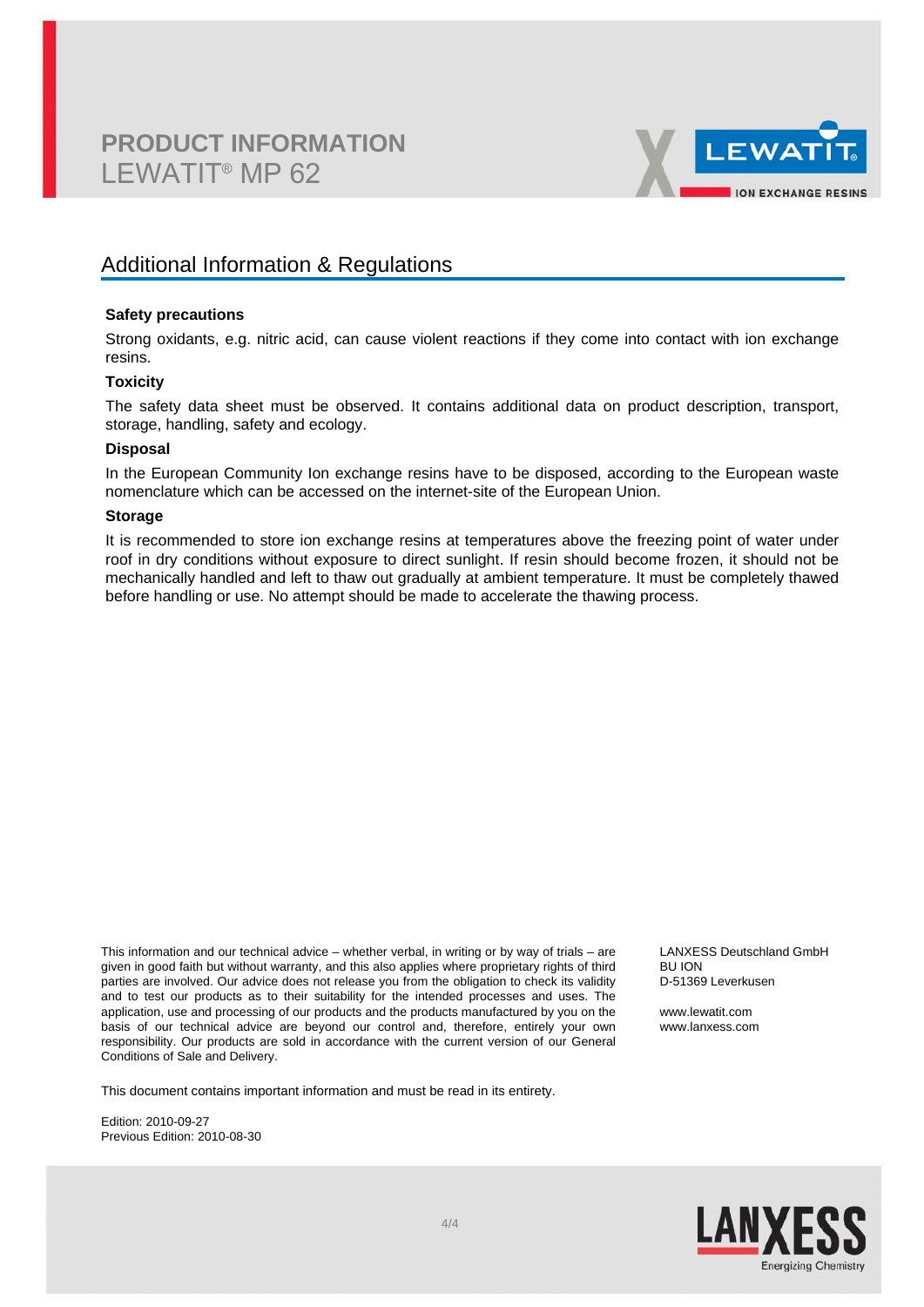## Additional Information & Regulations

**Safety precautions**

Strong oxidants, e.g. nitric acid, can cause violent reactions if they come into contact with ion exchange resins.

**Toxicity**

The safety data sheet must be observed. It contains additional data on product description, transport, storage, handling, safety and ecology.

**Disposal**

In the European Community Ion exchange resins have to be disposed, according to the European waste nomenclature which can be accessed on the internet-site of the European Union.

**Storage**

It is recommended to store ion exchange resins at temperatures above the freezing point of water under roof in dry conditions without exposure to direct sunlight. If resin should become frozen, it should not be mechanically handled and left to thaw out gradually at ambient temperature. It must be completely thawed before handling or use. No attempt should be made to accelerate the thawing process.

This information and our technical advice – whether verbal, in writing or by way of trials – are given in good faith but without warranty, and this also applies where proprietary rights of third parties are involved. Our advice does not release you from the obligation to check its validity and to test our products as to their suitability for the intended processes and uses. The application, use and processing of our products and the products manufactured by you on the basis of our technical advice are beyond our control and, therefore, entirely your own responsibility. Our products are sold in accordance with the current version of our General Conditions of Sale and Delivery.

LANXESS Deutschland GmbH
BU ION
D-51369 Leverkusen

www.lewatit.com
www.lanxess.com

This document contains important information and must be read in its entirety.

Edition: 2010-09-27
Previous Edition: 2010-08-30